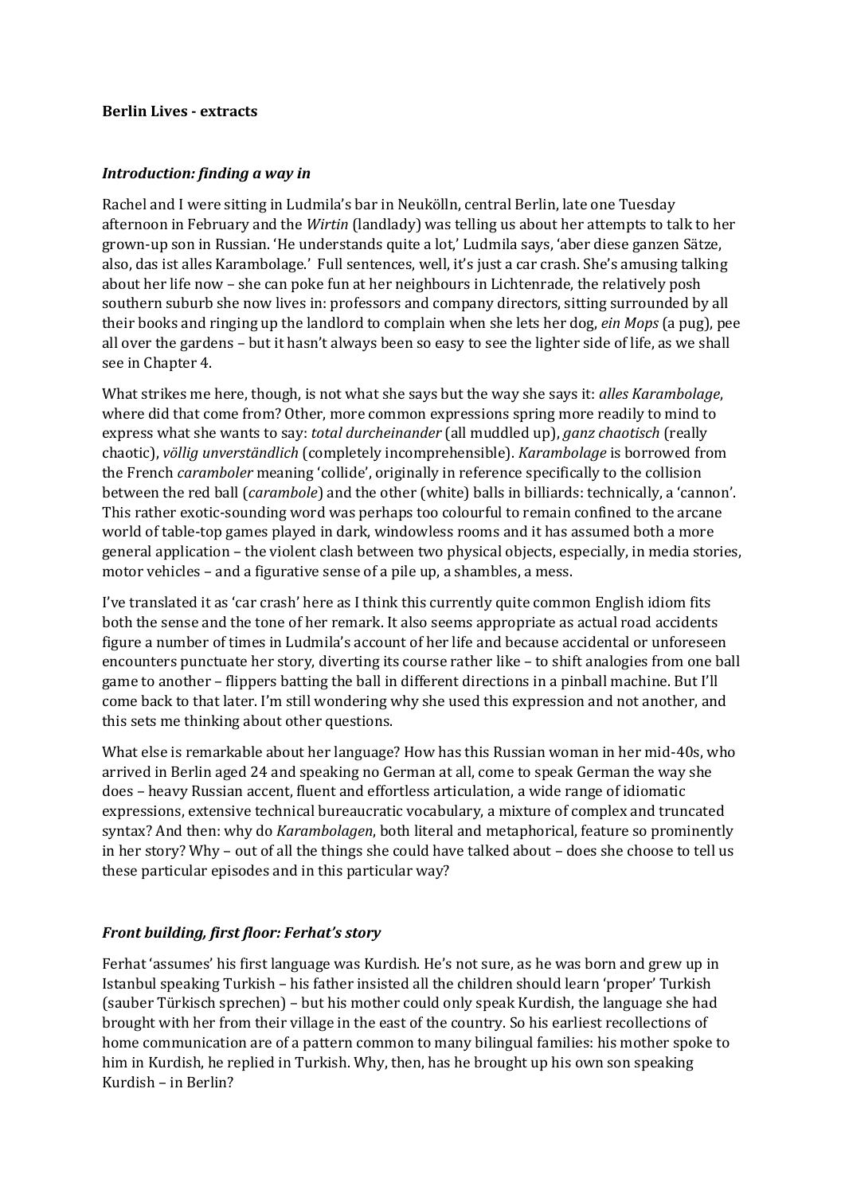**Berlin Lives - extracts**

## *Introduction: finding a way in*

Rachel and I were sitting in Ludmila's bar in Neukölln, central Berlin, late one Tuesday afternoon in February and the *Wirtin* (landlady) was telling us about her attempts to talk to her grown-up son in Russian. 'He understands quite a lot,' Ludmila says, 'aber diese ganzen Sätze, also, das ist alles Karambolage.' Full sentences, well, it's just a car crash. She's amusing talking about her life now – she can poke fun at her neighbours in Lichtenrade, the relatively posh southern suburb she now lives in: professors and company directors, sitting surrounded by all their books and ringing up the landlord to complain when she lets her dog, *ein Mops* (a pug), pee all over the gardens – but it hasn't always been so easy to see the lighter side of life, as we shall see in Chapter 4.

What strikes me here, though, is not what she says but the way she says it: *alles Karambolage*, where did that come from? Other, more common expressions spring more readily to mind to express what she wants to say: *total durcheinander* (all muddled up), *ganz chaotisch* (really chaotic), *völlig unverständlich* (completely incomprehensible). *Karambolage* is borrowed from the French *caramboler* meaning 'collide', originally in reference specifically to the collision between the red ball (*carambole*) and the other (white) balls in billiards: technically, a 'cannon'. This rather exotic-sounding word was perhaps too colourful to remain confined to the arcane world of table-top games played in dark, windowless rooms and it has assumed both a more general application – the violent clash between two physical objects, especially, in media stories, motor vehicles – and a figurative sense of a pile up, a shambles, a mess.

I've translated it as 'car crash' here as I think this currently quite common English idiom fits both the sense and the tone of her remark. It also seems appropriate as actual road accidents figure a number of times in Ludmila's account of her life and because accidental or unforeseen encounters punctuate her story, diverting its course rather like – to shift analogies from one ball game to another – flippers batting the ball in different directions in a pinball machine. But I'll come back to that later. I'm still wondering why she used this expression and not another, and this sets me thinking about other questions.

What else is remarkable about her language? How has this Russian woman in her mid-40s, who arrived in Berlin aged 24 and speaking no German at all, come to speak German the way she does – heavy Russian accent, fluent and effortless articulation, a wide range of idiomatic expressions, extensive technical bureaucratic vocabulary, a mixture of complex and truncated syntax? And then: why do *Karambolagen*, both literal and metaphorical, feature so prominently in her story? Why – out of all the things she could have talked about – does she choose to tell us these particular episodes and in this particular way?

## *Front building, first floor: Ferhat's story*

Ferhat 'assumes' his first language was Kurdish. He's not sure, as he was born and grew up in Istanbul speaking Turkish – his father insisted all the children should learn 'proper' Turkish (sauber Türkisch sprechen) – but his mother could only speak Kurdish, the language she had brought with her from their village in the east of the country. So his earliest recollections of home communication are of a pattern common to many bilingual families: his mother spoke to him in Kurdish, he replied in Turkish. Why, then, has he brought up his own son speaking Kurdish – in Berlin?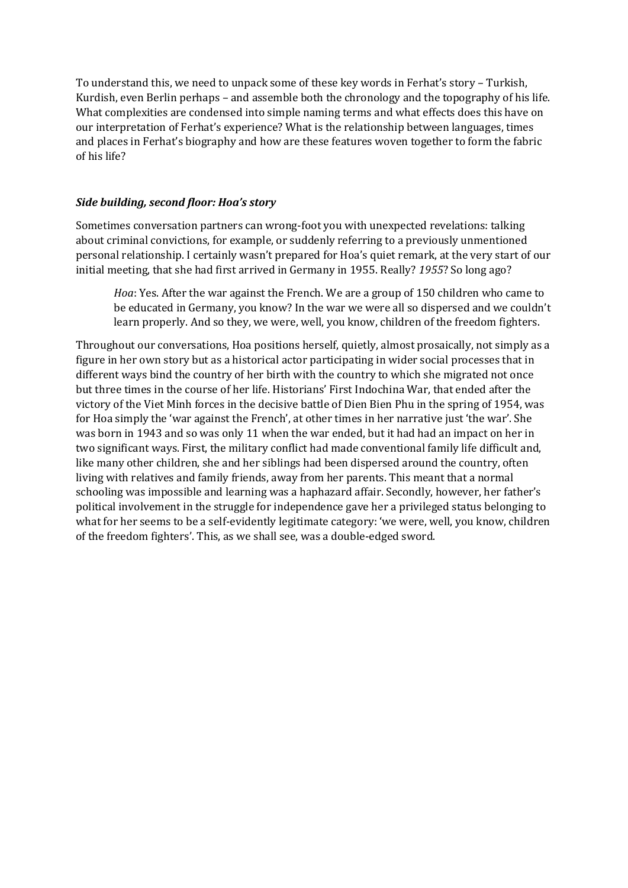To understand this, we need to unpack some of these key words in Ferhat's story – Turkish, Kurdish, even Berlin perhaps – and assemble both the chronology and the topography of his life. What complexities are condensed into simple naming terms and what effects does this have on our interpretation of Ferhat's experience? What is the relationship between languages, times and places in Ferhat's biography and how are these features woven together to form the fabric of his life?

### *Side building, second floor: Hoa's story*

Sometimes conversation partners can wrong-foot you with unexpected revelations: talking about criminal convictions, for example, or suddenly referring to a previously unmentioned personal relationship. I certainly wasn't prepared for Hoa's quiet remark, at the very start of our initial meeting, that she had first arrived in Germany in 1955. Really? *1955*? So long ago?

> *Hoa*: Yes. After the war against the French. We are a group of 150 children who came to be educated in Germany, you know? In the war we were all so dispersed and we couldn't learn properly. And so they, we were, well, you know, children of the freedom fighters.

Throughout our conversations, Hoa positions herself, quietly, almost prosaically, not simply as a figure in her own story but as a historical actor participating in wider social processes that in different ways bind the country of her birth with the country to which she migrated not once but three times in the course of her life. Historians' First Indochina War, that ended after the victory of the Viet Minh forces in the decisive battle of Dien Bien Phu in the spring of 1954, was for Hoa simply the 'war against the French', at other times in her narrative just 'the war'. She was born in 1943 and so was only 11 when the war ended, but it had had an impact on her in two significant ways. First, the military conflict had made conventional family life difficult and, like many other children, she and her siblings had been dispersed around the country, often living with relatives and family friends, away from her parents. This meant that a normal schooling was impossible and learning was a haphazard affair. Secondly, however, her father's political involvement in the struggle for independence gave her a privileged status belonging to what for her seems to be a self-evidently legitimate category: 'we were, well, you know, children of the freedom fighters'. This, as we shall see, was a double-edged sword.